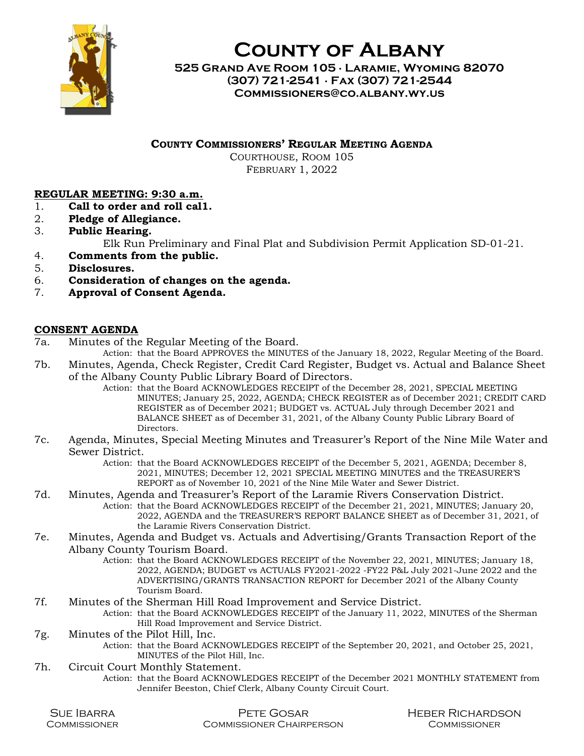# County of Albany

**525 Grand Ave Room 105 · Laramie, Wyoming 82070**
**(307) 721-2541 · Fax (307) 721-2544**
**Commissioners@co.albany.wy.us**

### County Commissioners' Regular Meeting Agenda

Courthouse, Room 105
February 1, 2022

**REGULAR MEETING: 9:30 a.m.**

1. **Call to order and roll cal1.**
2. **Pledge of Allegiance.**
3. **Public Hearing.**
   Elk Run Preliminary and Final Plat and Subdivision Permit Application SD-01-21.
4. **Comments from the public.**
5. **Disclosures.**
6. **Consideration of changes on the agenda.**
7. **Approval of Consent Agenda.**

**CONSENT AGENDA**

7a. Minutes of the Regular Meeting of the Board.
  Action: that the Board APPROVES the MINUTES of the January 18, 2022, Regular Meeting of the Board.

7b. Minutes, Agenda, Check Register, Credit Card Register, Budget vs. Actual and Balance Sheet of the Albany County Public Library Board of Directors.
  Action: that the Board ACKNOWLEDGES RECEIPT of the December 28, 2021, SPECIAL MEETING MINUTES; January 25, 2022, AGENDA; CHECK REGISTER as of December 2021; CREDIT CARD REGISTER as of December 2021; BUDGET vs. ACTUAL July through December 2021 and BALANCE SHEET as of December 31, 2021, of the Albany County Public Library Board of Directors.

7c. Agenda, Minutes, Special Meeting Minutes and Treasurer's Report of the Nine Mile Water and Sewer District.
  Action: that the Board ACKNOWLEDGES RECEIPT of the December 5, 2021, AGENDA; December 8, 2021, MINUTES; December 12, 2021 SPECIAL MEETING MINUTES and the TREASURER'S REPORT as of November 10, 2021 of the Nine Mile Water and Sewer District.

7d. Minutes, Agenda and Treasurer's Report of the Laramie Rivers Conservation District.
  Action: that the Board ACKNOWLEDGES RECEIPT of the December 21, 2021, MINUTES; January 20, 2022, AGENDA and the TREASURER'S REPORT BALANCE SHEET as of December 31, 2021, of the Laramie Rivers Conservation District.

7e. Minutes, Agenda and Budget vs. Actuals and Advertising/Grants Transaction Report of the Albany County Tourism Board.
  Action: that the Board ACKNOWLEDGES RECEIPT of the November 22, 2021, MINUTES; January 18, 2022, AGENDA; BUDGET vs ACTUALS FY2021-2022 -FY22 P&L July 2021-June 2022 and the ADVERTISING/GRANTS TRANSACTION REPORT for December 2021 of the Albany County Tourism Board.

7f. Minutes of the Sherman Hill Road Improvement and Service District.
  Action: that the Board ACKNOWLEDGES RECEIPT of the January 11, 2022, MINUTES of the Sherman Hill Road Improvement and Service District.

7g. Minutes of the Pilot Hill, Inc.
  Action: that the Board ACKNOWLEDGES RECEIPT of the September 20, 2021, and October 25, 2021, MINUTES of the Pilot Hill, Inc.

7h. Circuit Court Monthly Statement.
  Action: that the Board ACKNOWLEDGES RECEIPT of the December 2021 MONTHLY STATEMENT from Jennifer Beeston, Chief Clerk, Albany County Circuit Court.

Sue Ibarra, Commissioner | Pete Gosar, Commissioner Chairperson | Heber Richardson, Commissioner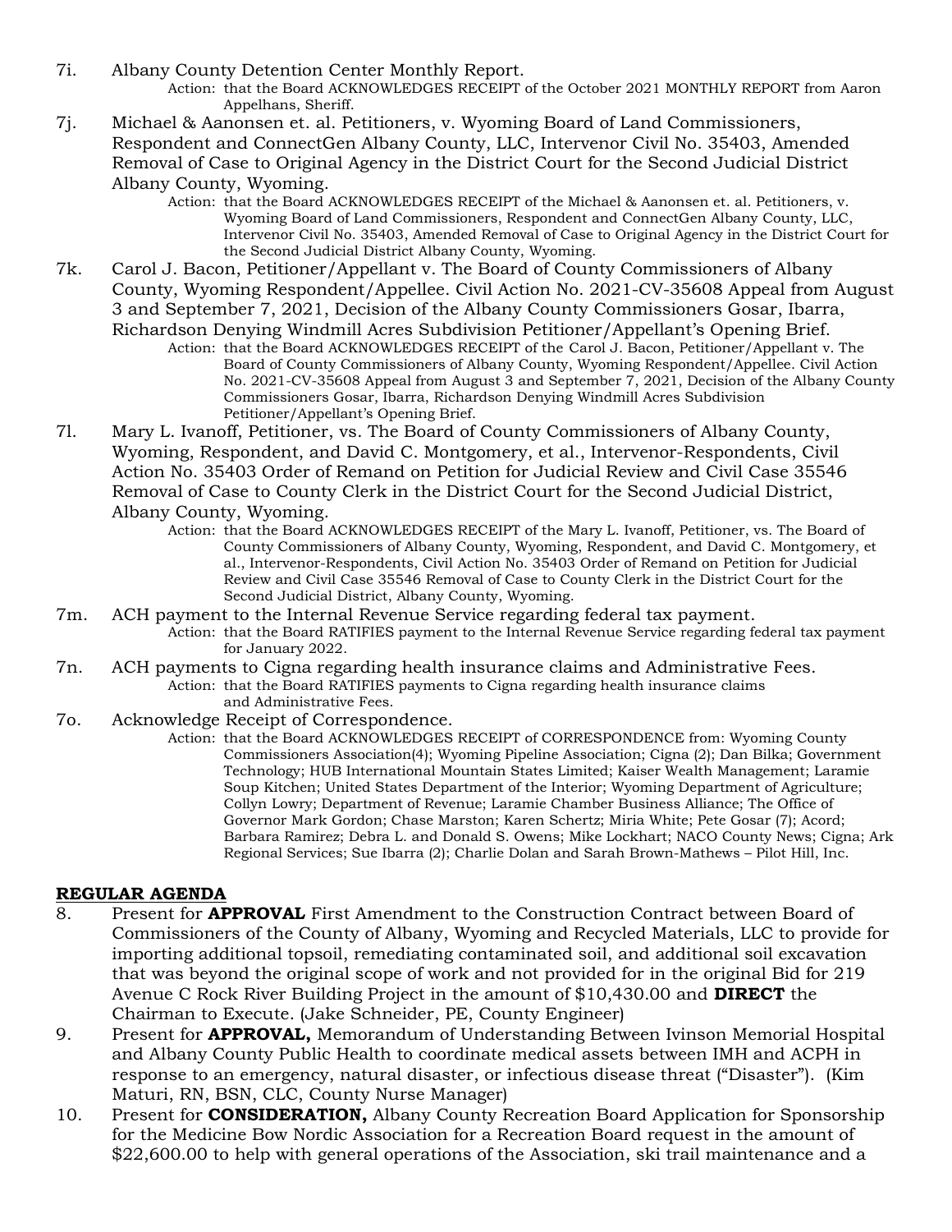7i. Albany County Detention Center Monthly Report.

Action: that the Board ACKNOWLEDGES RECEIPT of the October 2021 MONTHLY REPORT from Aaron Appelhans, Sheriff.

7j. Michael & Aanonsen et. al. Petitioners, v. Wyoming Board of Land Commissioners, Respondent and ConnectGen Albany County, LLC, Intervenor Civil No. 35403, Amended Removal of Case to Original Agency in the District Court for the Second Judicial District Albany County, Wyoming.

Action: that the Board ACKNOWLEDGES RECEIPT of the Michael & Aanonsen et. al. Petitioners, v. Wyoming Board of Land Commissioners, Respondent and ConnectGen Albany County, LLC, Intervenor Civil No. 35403, Amended Removal of Case to Original Agency in the District Court for the Second Judicial District Albany County, Wyoming.

7k. Carol J. Bacon, Petitioner/Appellant v. The Board of County Commissioners of Albany County, Wyoming Respondent/Appellee. Civil Action No. 2021-CV-35608 Appeal from August 3 and September 7, 2021, Decision of the Albany County Commissioners Gosar, Ibarra, Richardson Denying Windmill Acres Subdivision Petitioner/Appellant's Opening Brief.

Action: that the Board ACKNOWLEDGES RECEIPT of the Carol J. Bacon, Petitioner/Appellant v. The Board of County Commissioners of Albany County, Wyoming Respondent/Appellee. Civil Action No. 2021-CV-35608 Appeal from August 3 and September 7, 2021, Decision of the Albany County Commissioners Gosar, Ibarra, Richardson Denying Windmill Acres Subdivision Petitioner/Appellant's Opening Brief.

7l. Mary L. Ivanoff, Petitioner, vs. The Board of County Commissioners of Albany County, Wyoming, Respondent, and David C. Montgomery, et al., Intervenor-Respondents, Civil Action No. 35403 Order of Remand on Petition for Judicial Review and Civil Case 35546 Removal of Case to County Clerk in the District Court for the Second Judicial District, Albany County, Wyoming.

Action: that the Board ACKNOWLEDGES RECEIPT of the Mary L. Ivanoff, Petitioner, vs. The Board of County Commissioners of Albany County, Wyoming, Respondent, and David C. Montgomery, et al., Intervenor-Respondents, Civil Action No. 35403 Order of Remand on Petition for Judicial Review and Civil Case 35546 Removal of Case to County Clerk in the District Court for the Second Judicial District, Albany County, Wyoming.

7m. ACH payment to the Internal Revenue Service regarding federal tax payment.

Action: that the Board RATIFIES payment to the Internal Revenue Service regarding federal tax payment for January 2022.

7n. ACH payments to Cigna regarding health insurance claims and Administrative Fees.

Action: that the Board RATIFIES payments to Cigna regarding health insurance claims and Administrative Fees.

7o. Acknowledge Receipt of Correspondence.

Action: that the Board ACKNOWLEDGES RECEIPT of CORRESPONDENCE from: Wyoming County Commissioners Association(4); Wyoming Pipeline Association; Cigna (2); Dan Bilka; Government Technology; HUB International Mountain States Limited; Kaiser Wealth Management; Laramie Soup Kitchen; United States Department of the Interior; Wyoming Department of Agriculture; Collyn Lowry; Department of Revenue; Laramie Chamber Business Alliance; The Office of Governor Mark Gordon; Chase Marston; Karen Schertz; Miria White; Pete Gosar (7); Acord; Barbara Ramirez; Debra L. and Donald S. Owens; Mike Lockhart; NACO County News; Cigna; Ark Regional Services; Sue Ibarra (2); Charlie Dolan and Sarah Brown-Mathews – Pilot Hill, Inc.

**REGULAR AGENDA**

8. Present for **APPROVAL** First Amendment to the Construction Contract between Board of Commissioners of the County of Albany, Wyoming and Recycled Materials, LLC to provide for importing additional topsoil, remediating contaminated soil, and additional soil excavation that was beyond the original scope of work and not provided for in the original Bid for 219 Avenue C Rock River Building Project in the amount of $10,430.00 and **DIRECT** the Chairman to Execute. (Jake Schneider, PE, County Engineer)

9. Present for **APPROVAL,** Memorandum of Understanding Between Ivinson Memorial Hospital and Albany County Public Health to coordinate medical assets between IMH and ACPH in response to an emergency, natural disaster, or infectious disease threat ("Disaster"). (Kim Maturi, RN, BSN, CLC, County Nurse Manager)

10. Present for **CONSIDERATION,** Albany County Recreation Board Application for Sponsorship for the Medicine Bow Nordic Association for a Recreation Board request in the amount of $22,600.00 to help with general operations of the Association, ski trail maintenance and a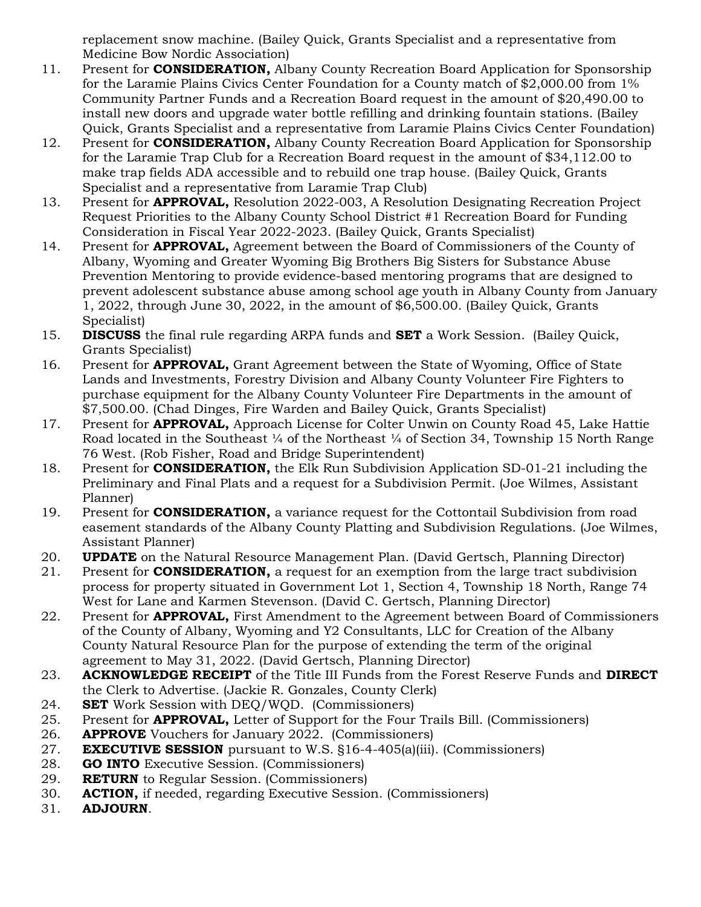replacement snow machine. (Bailey Quick, Grants Specialist and a representative from Medicine Bow Nordic Association)

11. Present for **CONSIDERATION,** Albany County Recreation Board Application for Sponsorship for the Laramie Plains Civics Center Foundation for a County match of $2,000.00 from 1% Community Partner Funds and a Recreation Board request in the amount of $20,490.00 to install new doors and upgrade water bottle refilling and drinking fountain stations. (Bailey Quick, Grants Specialist and a representative from Laramie Plains Civics Center Foundation)
12. Present for **CONSIDERATION,** Albany County Recreation Board Application for Sponsorship for the Laramie Trap Club for a Recreation Board request in the amount of $34,112.00 to make trap fields ADA accessible and to rebuild one trap house. (Bailey Quick, Grants Specialist and a representative from Laramie Trap Club)
13. Present for **APPROVAL,** Resolution 2022-003, A Resolution Designating Recreation Project Request Priorities to the Albany County School District #1 Recreation Board for Funding Consideration in Fiscal Year 2022-2023. (Bailey Quick, Grants Specialist)
14. Present for **APPROVAL,** Agreement between the Board of Commissioners of the County of Albany, Wyoming and Greater Wyoming Big Brothers Big Sisters for Substance Abuse Prevention Mentoring to provide evidence-based mentoring programs that are designed to prevent adolescent substance abuse among school age youth in Albany County from January 1, 2022, through June 30, 2022, in the amount of $6,500.00. (Bailey Quick, Grants Specialist)
15. **DISCUSS** the final rule regarding ARPA funds and **SET** a Work Session. (Bailey Quick, Grants Specialist)
16. Present for **APPROVAL,** Grant Agreement between the State of Wyoming, Office of State Lands and Investments, Forestry Division and Albany County Volunteer Fire Fighters to purchase equipment for the Albany County Volunteer Fire Departments in the amount of $7,500.00. (Chad Dinges, Fire Warden and Bailey Quick, Grants Specialist)
17. Present for **APPROVAL,** Approach License for Colter Unwin on County Road 45, Lake Hattie Road located in the Southeast ¼ of the Northeast ¼ of Section 34, Township 15 North Range 76 West. (Rob Fisher, Road and Bridge Superintendent)
18. Present for **CONSIDERATION,** the Elk Run Subdivision Application SD-01-21 including the Preliminary and Final Plats and a request for a Subdivision Permit. (Joe Wilmes, Assistant Planner)
19. Present for **CONSIDERATION,** a variance request for the Cottontail Subdivision from road easement standards of the Albany County Platting and Subdivision Regulations. (Joe Wilmes, Assistant Planner)
20. **UPDATE** on the Natural Resource Management Plan. (David Gertsch, Planning Director)
21. Present for **CONSIDERATION,** a request for an exemption from the large tract subdivision process for property situated in Government Lot 1, Section 4, Township 18 North, Range 74 West for Lane and Karmen Stevenson. (David C. Gertsch, Planning Director)
22. Present for **APPROVAL,** First Amendment to the Agreement between Board of Commissioners of the County of Albany, Wyoming and Y2 Consultants, LLC for Creation of the Albany County Natural Resource Plan for the purpose of extending the term of the original agreement to May 31, 2022. (David Gertsch, Planning Director)
23. **ACKNOWLEDGE RECEIPT** of the Title III Funds from the Forest Reserve Funds and **DIRECT** the Clerk to Advertise. (Jackie R. Gonzales, County Clerk)
24. **SET** Work Session with DEQ/WQD. (Commissioners)
25. Present for **APPROVAL,** Letter of Support for the Four Trails Bill. (Commissioners)
26. **APPROVE** Vouchers for January 2022. (Commissioners)
27. **EXECUTIVE SESSION** pursuant to W.S. §16-4-405(a)(iii). (Commissioners)
28. **GO INTO** Executive Session. (Commissioners)
29. **RETURN** to Regular Session. (Commissioners)
30. **ACTION,** if needed, regarding Executive Session. (Commissioners)
31. **ADJOURN**.